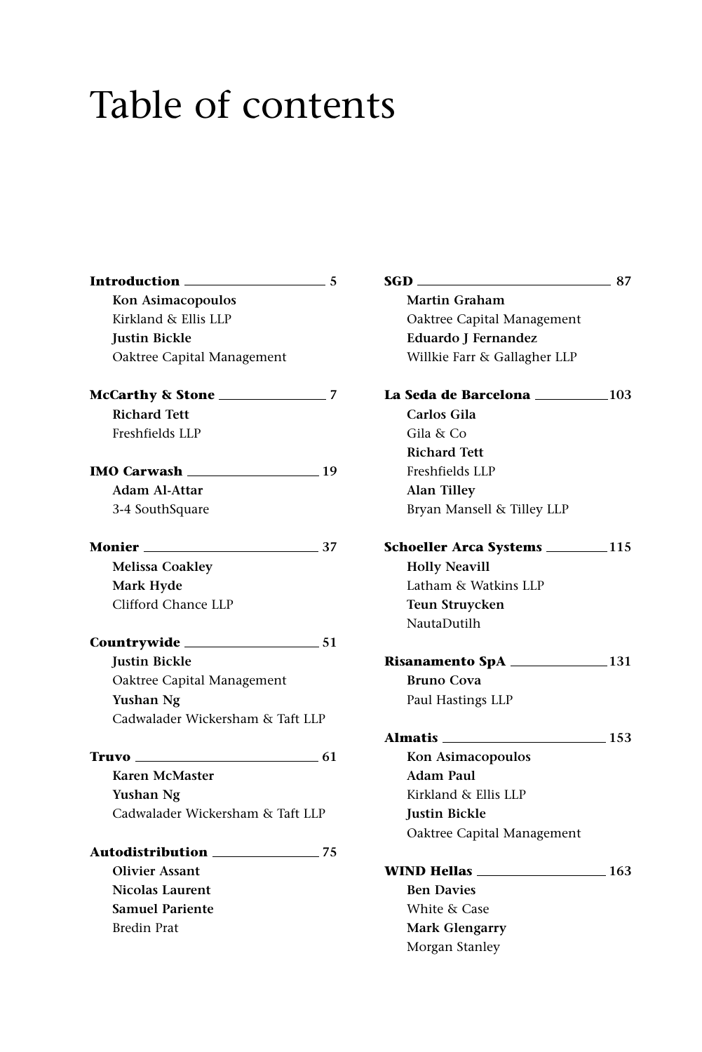# Table of contents

**Introduction** — 5
**Kon Asimacopoulos**
Kirkland & Ellis LLP
**Justin Bickle**
Oaktree Capital Management

**McCarthy & Stone** — 7
**Richard Tett**
Freshfields LLP

**IMO Carwash** — 19
**Adam Al-Attar**
3-4 SouthSquare

**Monier** — 37
**Melissa Coakley**
**Mark Hyde**
Clifford Chance LLP

**Countrywide** — 51
**Justin Bickle**
Oaktree Capital Management
**Yushan Ng**
Cadwalader Wickersham & Taft LLP

**Truvo** — 61
**Karen McMaster**
**Yushan Ng**
Cadwalader Wickersham & Taft LLP

**Autodistribution** — 75
**Olivier Assant**
**Nicolas Laurent**
**Samuel Pariente**
Bredin Prat

**SGD** — 87
**Martin Graham**
Oaktree Capital Management
**Eduardo J Fernandez**
Willkie Farr & Gallagher LLP

**La Seda de Barcelona** — 103
**Carlos Gila**
Gila & Co
**Richard Tett**
Freshfields LLP
**Alan Tilley**
Bryan Mansell & Tilley LLP

**Schoeller Arca Systems** — 115
**Holly Neavill**
Latham & Watkins LLP
**Teun Struycken**
NautaDutilh

**Risanamento SpA** — 131
**Bruno Cova**
Paul Hastings LLP

**Almatis** — 153
**Kon Asimacopoulos**
**Adam Paul**
Kirkland & Ellis LLP
**Justin Bickle**
Oaktree Capital Management

**WIND Hellas** — 163
**Ben Davies**
White & Case
**Mark Glengarry**
Morgan Stanley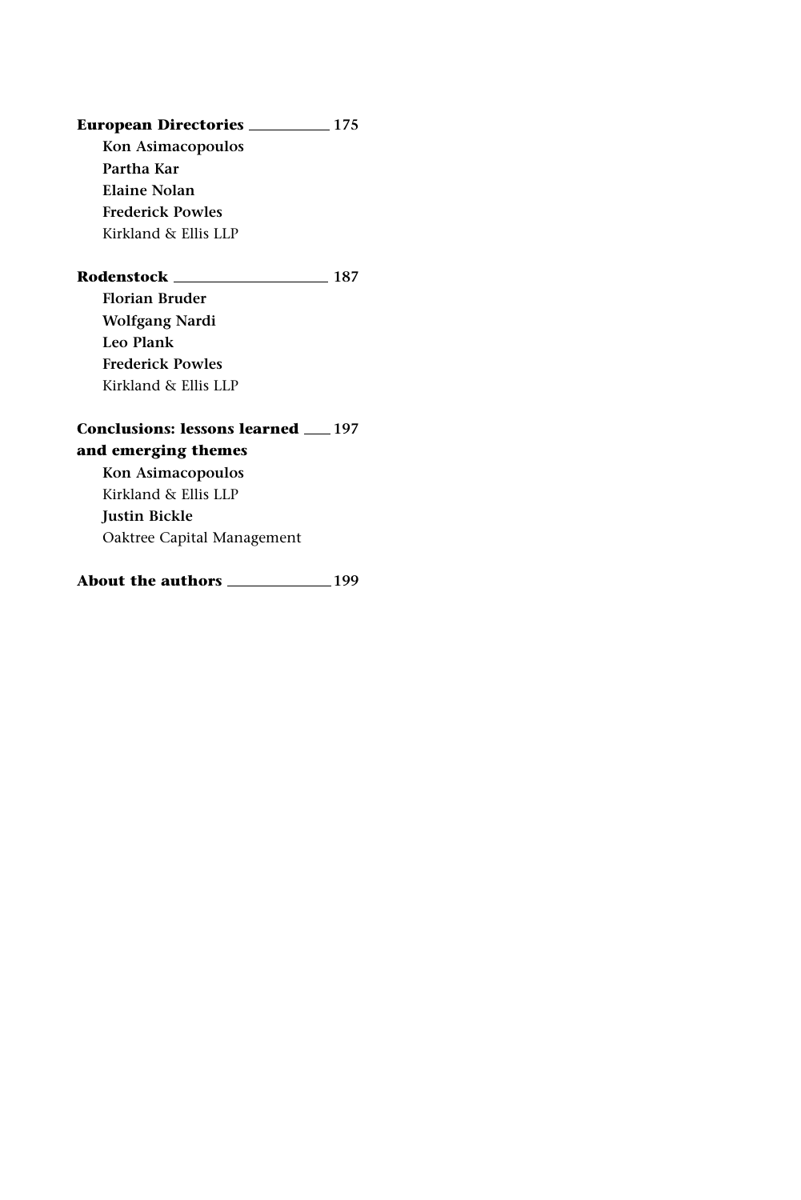**European Directories** ___ 175

**Kon Asimacopoulos**
**Partha Kar**
**Elaine Nolan**
**Frederick Powles**
Kirkland & Ellis LLP

**Rodenstock** ___ 187

**Florian Bruder**
**Wolfgang Nardi**
**Leo Plank**
**Frederick Powles**
Kirkland & Ellis LLP

**Conclusions: lessons learned and emerging themes** ___ 197

**Kon Asimacopoulos**
Kirkland & Ellis LLP
**Justin Bickle**
Oaktree Capital Management

**About the authors** ___ 199